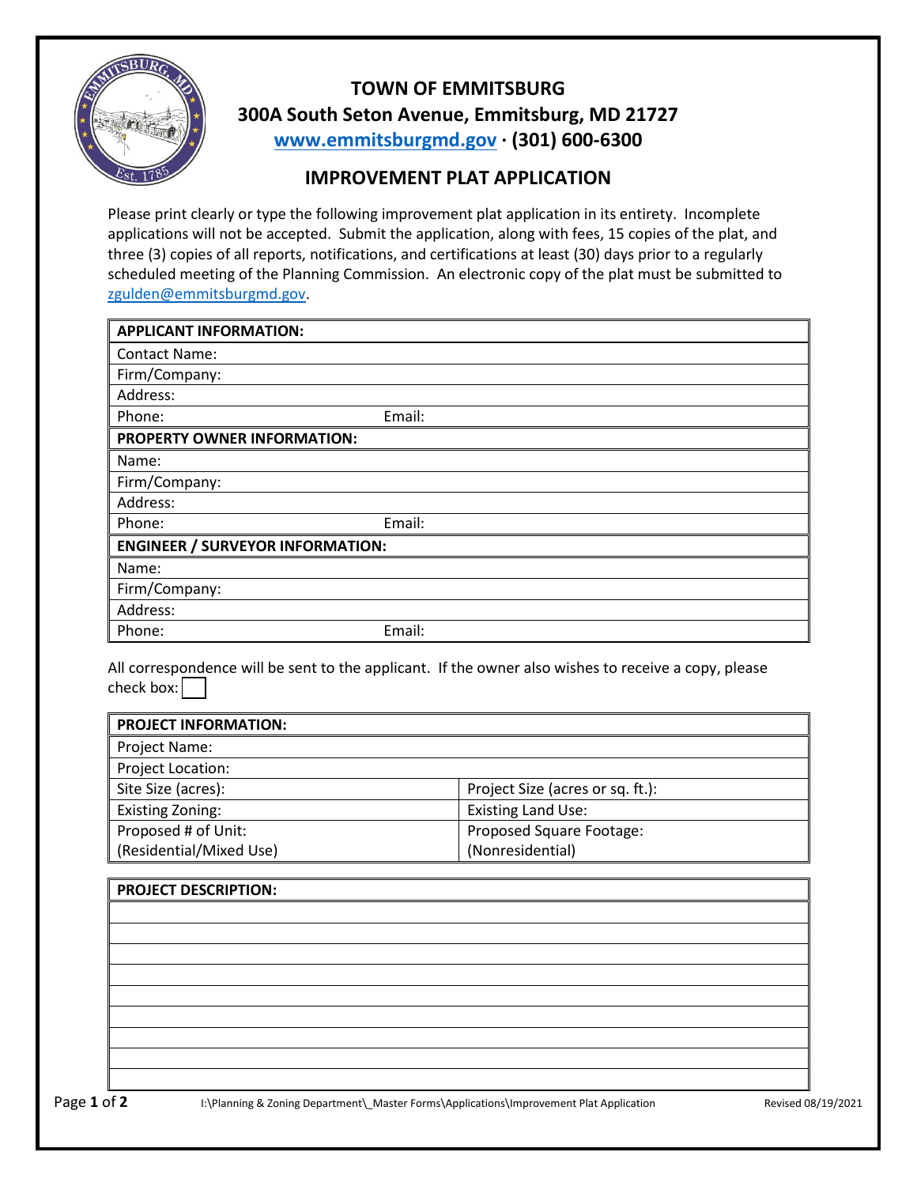# TOWN OF EMMITSBURG

**300A South Seton Avenue, Emmitsburg, MD 21727**

**[www.emmitsburgmd.gov](http://www.emmitsburgmd.gov) · (301) 600-6300**

## IMPROVEMENT PLAT APPLICATION

Please print clearly or type the following improvement plat application in its entirety. Incomplete applications will not be accepted. Submit the application, along with fees, 15 copies of the plat, and three (3) copies of all reports, notifications, and certifications at least (30) days prior to a regularly scheduled meeting of the Planning Commission. An electronic copy of the plat must be submitted to zgulden@emmitsburgmd.gov.

| **APPLICANT INFORMATION:** | |
|---|---|
| Contact Name: | |
| Firm/Company: | |
| Address: | |
| Phone: | Email: |
| **PROPERTY OWNER INFORMATION:** | |
| Name: | |
| Firm/Company: | |
| Address: | |
| Phone: | Email: |
| **ENGINEER / SURVEYOR INFORMATION:** | |
| Name: | |
| Firm/Company: | |
| Address: | |
| Phone: | Email: |

All correspondence will be sent to the applicant. If the owner also wishes to receive a copy, please check box: ☐

| **PROJECT INFORMATION:** | |
|---|---|
| Project Name: | |
| Project Location: | |
| Site Size (acres): | Project Size (acres or sq. ft.): |
| Existing Zoning: | Existing Land Use: |
| Proposed # of Unit: (Residential/Mixed Use) | Proposed Square Footage: (Nonresidential) |

| **PROJECT DESCRIPTION:** |
|---|
| |
| |
| |
| |
| |
| |
| |
| |
| |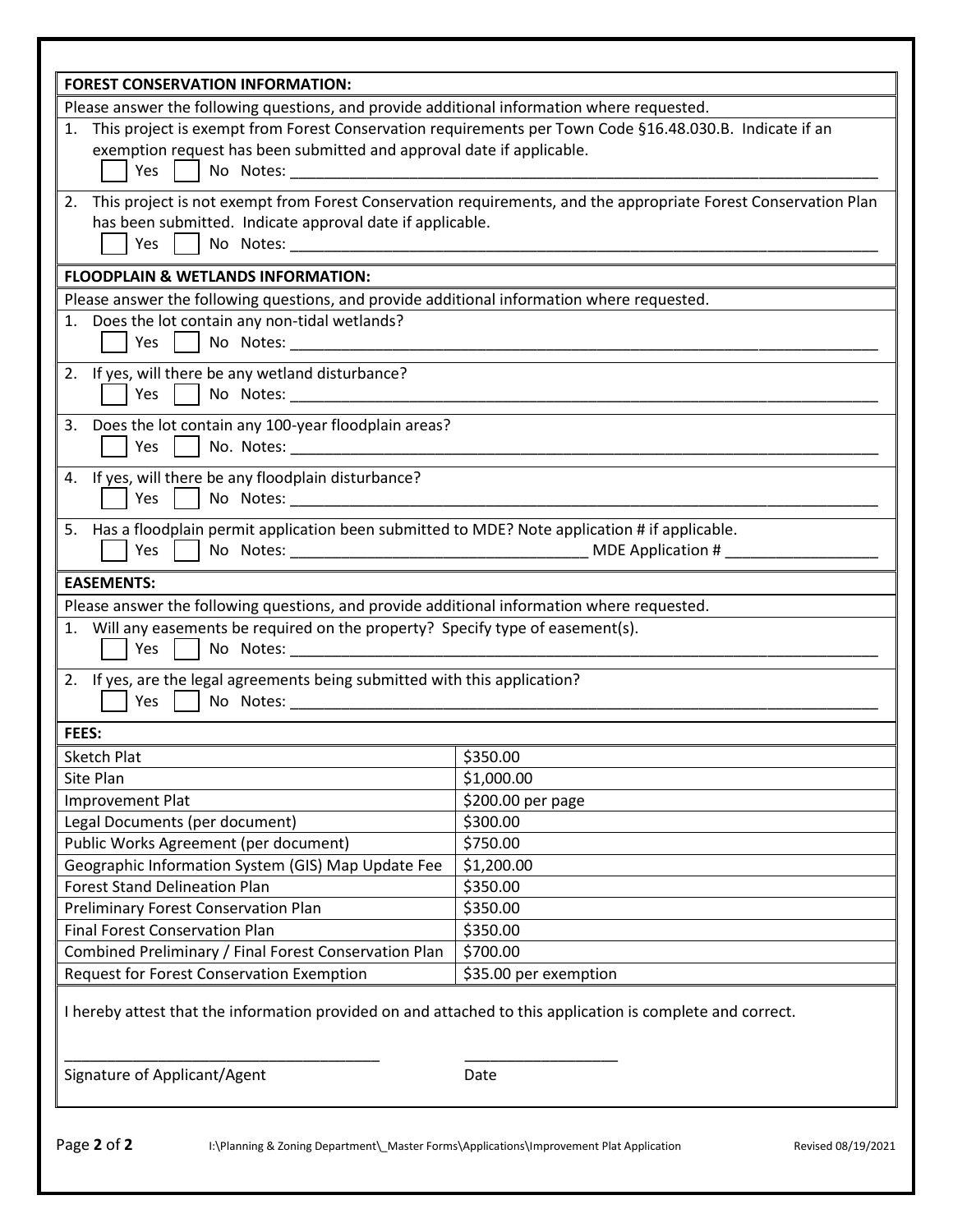## FOREST CONSERVATION INFORMATION:

Please answer the following questions, and provide additional information where requested.

1. This project is exempt from Forest Conservation requirements per Town Code §16.48.030.B. Indicate if an exemption request has been submitted and approval date if applicable.
   ☐ Yes ☐ No Notes: ______________________________________________________________________

2. This project is not exempt from Forest Conservation requirements, and the appropriate Forest Conservation Plan has been submitted. Indicate approval date if applicable.
   ☐ Yes ☐ No Notes: ______________________________________________________________________

## FLOODPLAIN & WETLANDS INFORMATION:

Please answer the following questions, and provide additional information where requested.

1. Does the lot contain any non-tidal wetlands?
   ☐ Yes ☐ No Notes: ______________________________________________________________________

2. If yes, will there be any wetland disturbance?
   ☐ Yes ☐ No Notes: ______________________________________________________________________

3. Does the lot contain any 100-year floodplain areas?
   ☐ Yes ☐ No. Notes: ______________________________________________________________________

4. If yes, will there be any floodplain disturbance?
   ☐ Yes ☐ No Notes: ______________________________________________________________________

5. Has a floodplain permit application been submitted to MDE? Note application # if applicable.
   ☐ Yes ☐ No Notes: ___________________________________ MDE Application # __________________

## EASEMENTS:

Please answer the following questions, and provide additional information where requested.

1. Will any easements be required on the property? Specify type of easement(s).
   ☐ Yes ☐ No Notes: ______________________________________________________________________

2. If yes, are the legal agreements being submitted with this application?
   ☐ Yes ☐ No Notes: ______________________________________________________________________

## FEES:

| | |
|---|---|
| Sketch Plat | $350.00 |
| Site Plan | $1,000.00 |
| Improvement Plat | $200.00 per page |
| Legal Documents (per document) | $300.00 |
| Public Works Agreement (per document) | $750.00 |
| Geographic Information System (GIS) Map Update Fee | $1,200.00 |
| Forest Stand Delineation Plan | $350.00 |
| Preliminary Forest Conservation Plan | $350.00 |
| Final Forest Conservation Plan | $350.00 |
| Combined Preliminary / Final Forest Conservation Plan | $700.00 |
| Request for Forest Conservation Exemption | $35.00 per exemption |

I hereby attest that the information provided on and attached to this application is complete and correct.

_____________________________________ __________________

Signature of Applicant/Agent Date

I:\Planning & Zoning Department\_Master Forms\Applications\Improvement Plat Application Revised 08/19/2021